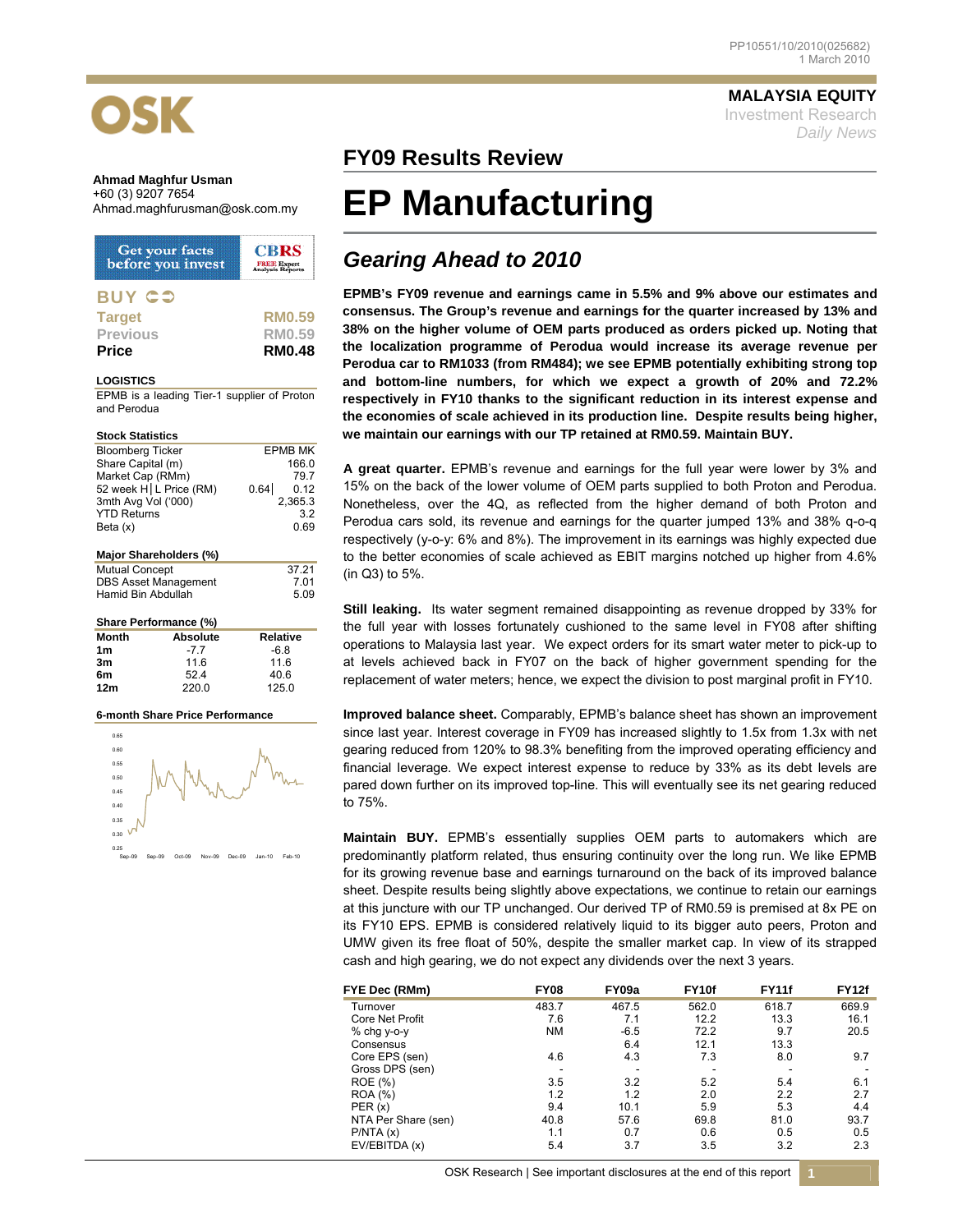PP10551/10/2010(025682)
1 March 2010

**MALAYSIA EQUITY**
Investment Research
*Daily News*

**Ahmad Maghfur Usman**
+60 (3) 9207 7654
Ahmad.maghfurusman@osk.com.my

Get your facts before you invest — CBRS FREE Expert Analysis Reports

**BUY**

| | |
|---|---|
| **Target** | **RM0.59** |
| Previous | RM0.59 |
| **Price** | **RM0.48** |

**LOGISTICS**

EPMB is a leading Tier-1 supplier of Proton and Perodua

**Stock Statistics**

| | |
|---|---|
| Bloomberg Ticker | EPMB MK |
| Share Capital (m) | 166.0 |
| Market Cap (RMm) | 79.7 |
| 52 week H│L Price (RM) | 0.64│ 0.12 |
| 3mth Avg Vol ('000) | 2,365.3 |
| YTD Returns | 3.2 |
| Beta (x) | 0.69 |

**Major Shareholders (%)**

| | |
|---|---|
| Mutual Concept | 37.21 |
| DBS Asset Management | 7.01 |
| Hamid Bin Abdullah | 5.09 |

**Share Performance (%)**

| Month | Absolute | Relative |
|---|---|---|
| **1m** | -7.7 | -6.8 |
| **3m** | 11.6 | 11.6 |
| **6m** | 52.4 | 40.6 |
| **12m** | 220.0 | 125.0 |

**6-month Share Price Performance**

## FY09 Results Review

# EP Manufacturing

## *Gearing Ahead to 2010*

**EPMB's FY09 revenue and earnings came in 5.5% and 9% above our estimates and consensus. The Group's revenue and earnings for the quarter increased by 13% and 38% on the higher volume of OEM parts produced as orders picked up. Noting that the localization programme of Perodua would increase its average revenue per Perodua car to RM1033 (from RM484); we see EPMB potentially exhibiting strong top and bottom-line numbers, for which we expect a growth of 20% and 72.2% respectively in FY10 thanks to the significant reduction in its interest expense and the economies of scale achieved in its production line. Despite results being higher, we maintain our earnings with our TP retained at RM0.59. Maintain BUY.**

**A great quarter.** EPMB's revenue and earnings for the full year were lower by 3% and 15% on the back of the lower volume of OEM parts supplied to both Proton and Perodua. Nonetheless, over the 4Q, as reflected from the higher demand of both Proton and Perodua cars sold, its revenue and earnings for the quarter jumped 13% and 38% q-o-q respectively (y-o-y: 6% and 8%). The improvement in its earnings was highly expected due to the better economies of scale achieved as EBIT margins notched up higher from 4.6% (in Q3) to 5%.

**Still leaking.** Its water segment remained disappointing as revenue dropped by 33% for the full year with losses fortunately cushioned to the same level in FY08 after shifting operations to Malaysia last year. We expect orders for its smart water meter to pick-up to at levels achieved back in FY07 on the back of higher government spending for the replacement of water meters; hence, we expect the division to post marginal profit in FY10.

**Improved balance sheet.** Comparably, EPMB's balance sheet has shown an improvement since last year. Interest coverage in FY09 has increased slightly to 1.5x from 1.3x with net gearing reduced from 120% to 98.3% benefiting from the improved operating efficiency and financial leverage. We expect interest expense to reduce by 33% as its debt levels are pared down further on its improved top-line. This will eventually see its net gearing reduced to 75%.

**Maintain BUY.** EPMB's essentially supplies OEM parts to automakers which are predominantly platform related, thus ensuring continuity over the long run. We like EPMB for its growing revenue base and earnings turnaround on the back of its improved balance sheet. Despite results being slightly above expectations, we continue to retain our earnings at this juncture with our TP unchanged. Our derived TP of RM0.59 is premised at 8x PE on its FY10 EPS. EPMB is considered relatively liquid to its bigger auto peers, Proton and UMW given its free float of 50%, despite the smaller market cap. In view of its strapped cash and high gearing, we do not expect any dividends over the next 3 years.

| FYE Dec (RMm) | FY08 | FY09a | FY10f | FY11f | FY12f |
|---|---|---|---|---|---|
| Turnover | 483.7 | 467.5 | 562.0 | 618.7 | 669.9 |
| Core Net Profit | 7.6 | 7.1 | 12.2 | 13.3 | 16.1 |
| % chg y-o-y | NM | -6.5 | 72.2 | 9.7 | 20.5 |
| Consensus | | 6.4 | 12.1 | 13.3 | |
| Core EPS (sen) | 4.6 | 4.3 | 7.3 | 8.0 | 9.7 |
| Gross DPS (sen) | - | - | - | - | - |
| ROE (%) | 3.5 | 3.2 | 5.2 | 5.4 | 6.1 |
| ROA (%) | 1.2 | 1.2 | 2.0 | 2.2 | 2.7 |
| PER (x) | 9.4 | 10.1 | 5.9 | 5.3 | 4.4 |
| NTA Per Share (sen) | 40.8 | 57.6 | 69.8 | 81.0 | 93.7 |
| P/NTA (x) | 1.1 | 0.7 | 0.6 | 0.5 | 0.5 |
| EV/EBITDA (x) | 5.4 | 3.7 | 3.5 | 3.2 | 2.3 |

OSK Research | See important disclosures at the end of this report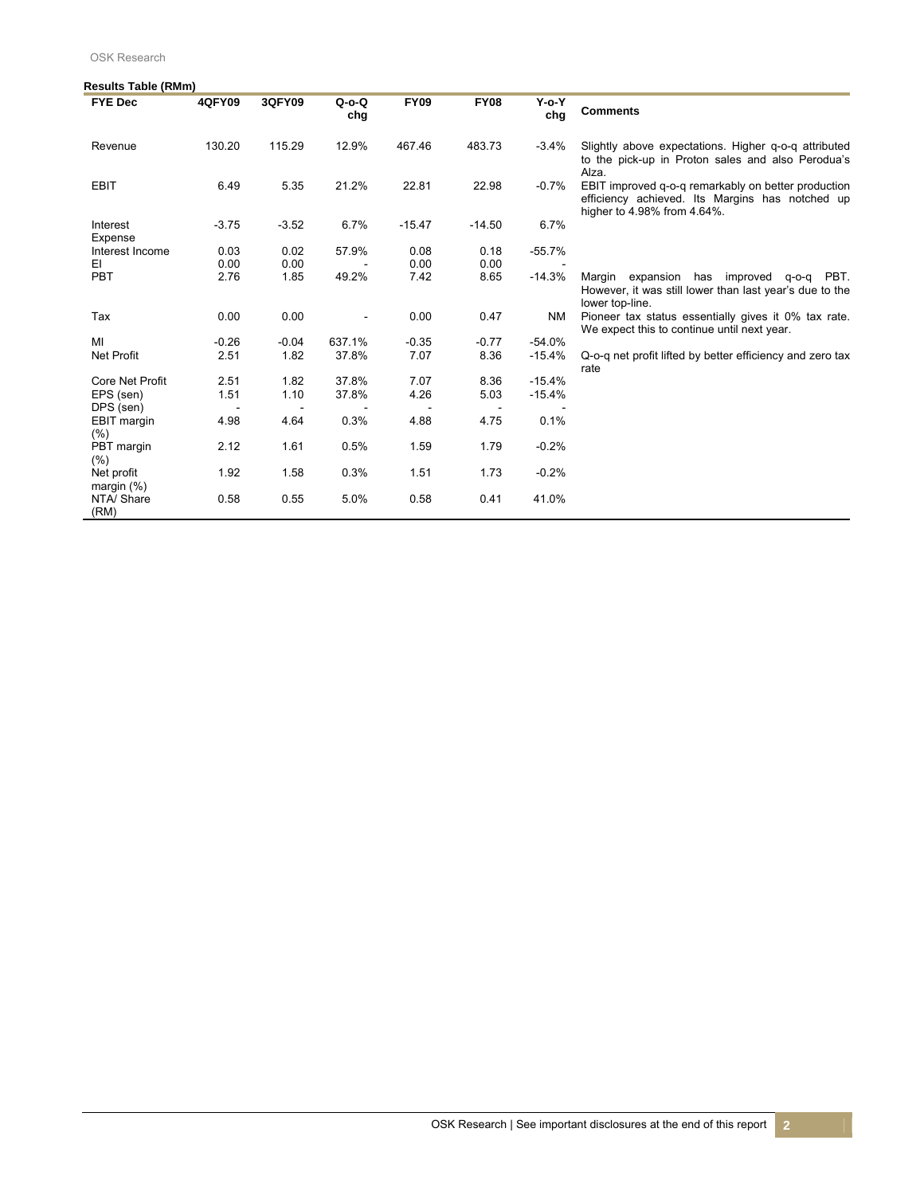**Results Table (RMm)**

| FYE Dec | 4QFY09 | 3QFY09 | Q-o-Q chg | FY09 | FY08 | Y-o-Y chg | Comments |
|---|---|---|---|---|---|---|---|
| Revenue | 130.20 | 115.29 | 12.9% | 467.46 | 483.73 | -3.4% | Slightly above expectations. Higher q-o-q attributed to the pick-up in Proton sales and also Perodua's Alza. |
| EBIT | 6.49 | 5.35 | 21.2% | 22.81 | 22.98 | -0.7% | EBIT improved q-o-q remarkably on better production efficiency achieved. Its Margins has notched up higher to 4.98% from 4.64%. |
| Interest Expense | -3.75 | -3.52 | 6.7% | -15.47 | -14.50 | 6.7% | |
| Interest Income | 0.03 | 0.02 | 57.9% | 0.08 | 0.18 | -55.7% | |
| EI | 0.00 | 0.00 | - | 0.00 | 0.00 | - | |
| PBT | 2.76 | 1.85 | 49.2% | 7.42 | 8.65 | -14.3% | Margin expansion has improved q-o-q PBT. However, it was still lower than last year's due to the lower top-line. |
| Tax | 0.00 | 0.00 | - | 0.00 | 0.47 | NM | Pioneer tax status essentially gives it 0% tax rate. We expect this to continue until next year. |
| MI | -0.26 | -0.04 | 637.1% | -0.35 | -0.77 | -54.0% | |
| Net Profit | 2.51 | 1.82 | 37.8% | 7.07 | 8.36 | -15.4% | Q-o-q net profit lifted by better efficiency and zero tax rate |
| Core Net Profit | 2.51 | 1.82 | 37.8% | 7.07 | 8.36 | -15.4% | |
| EPS (sen) | 1.51 | 1.10 | 37.8% | 4.26 | 5.03 | -15.4% | |
| DPS (sen) | - | - | - | - | - | - | |
| EBIT margin (%) | 4.98 | 4.64 | 0.3% | 4.88 | 4.75 | 0.1% | |
| PBT margin (%) | 2.12 | 1.61 | 0.5% | 1.59 | 1.79 | -0.2% | |
| Net profit margin (%) | 1.92 | 1.58 | 0.3% | 1.51 | 1.73 | -0.2% | |
| NTA/ Share (RM) | 0.58 | 0.55 | 5.0% | 0.58 | 0.41 | 41.0% | |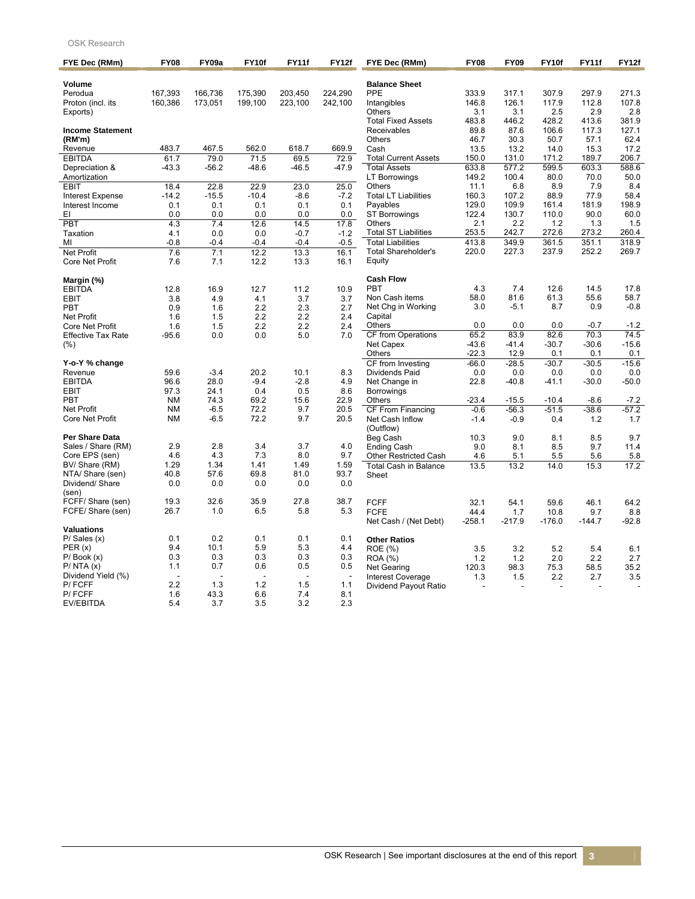| FYE Dec (RMm) | FY08 | FY09a | FY10f | FY11f | FY12f |
|---|---|---|---|---|---|
| **Volume** | | | | | |
| Perodua | 167,393 | 166,736 | 175,390 | 203,450 | 224,290 |
| Proton (incl. its Exports) | 160,386 | 173,051 | 199,100 | 223,100 | 242,100 |
| **Income Statement (RM'm)** | | | | | |
| Revenue | 483.7 | 467.5 | 562.0 | 618.7 | 669.9 |
| EBITDA | 61.7 | 79.0 | 71.5 | 69.5 | 72.9 |
| Depreciation & Amortization | -43.3 | -56.2 | -48.6 | -46.5 | -47.9 |
| EBIT | 18.4 | 22.8 | 22.9 | 23.0 | 25.0 |
| Interest Expense | -14.2 | -15.5 | -10.4 | -8.6 | -7.2 |
| Interest Income | 0.1 | 0.1 | 0.1 | 0.1 | 0.1 |
| EI | 0.0 | 0.0 | 0.0 | 0.0 | 0.0 |
| PBT | 4.3 | 7.4 | 12.6 | 14.5 | 17.8 |
| Taxation | 4.1 | 0.0 | 0.0 | -0.7 | -1.2 |
| MI | -0.8 | -0.4 | -0.4 | -0.4 | -0.5 |
| Net Profit | 7.6 | 7.1 | 12.2 | 13.3 | 16.1 |
| Core Net Profit | 7.6 | 7.1 | 12.2 | 13.3 | 16.1 |
| **Margin (%)** | | | | | |
| EBITDA | 12.8 | 16.9 | 12.7 | 11.2 | 10.9 |
| EBIT | 3.8 | 4.9 | 4.1 | 3.7 | 3.7 |
| PBT | 0.9 | 1.6 | 2.2 | 2.3 | 2.7 |
| Net Profit | 1.6 | 1.5 | 2.2 | 2.2 | 2.4 |
| Core Net Profit | 1.6 | 1.5 | 2.2 | 2.2 | 2.4 |
| Effective Tax Rate (%) | -95.6 | 0.0 | 0.0 | 5.0 | 7.0 |
| **Y-o-Y % change** | | | | | |
| Revenue | 59.6 | -3.4 | 20.2 | 10.1 | 8.3 |
| EBITDA | 96.6 | 28.0 | -9.4 | -2.8 | 4.9 |
| EBIT | 97.3 | 24.1 | 0.4 | 0.5 | 8.6 |
| PBT | NM | 74.3 | 69.2 | 15.6 | 22.9 |
| Net Profit | NM | -6.5 | 72.2 | 9.7 | 20.5 |
| Core Net Profit | NM | -6.5 | 72.2 | 9.7 | 20.5 |
| **Per Share Data** | | | | | |
| Sales / Share (RM) | 2.9 | 2.8 | 3.4 | 3.7 | 4.0 |
| Core EPS (sen) | 4.6 | 4.3 | 7.3 | 8.0 | 9.7 |
| BV/ Share (RM) | 1.29 | 1.34 | 1.41 | 1.49 | 1.59 |
| NTA/ Share (sen) | 40.8 | 57.6 | 69.8 | 81.0 | 93.7 |
| Dividend/ Share (sen) | 0.0 | 0.0 | 0.0 | 0.0 | 0.0 |
| FCFF/ Share (sen) | 19.3 | 32.6 | 35.9 | 27.8 | 38.7 |
| FCFE/ Share (sen) | 26.7 | 1.0 | 6.5 | 5.8 | 5.3 |
| **Valuations** | | | | | |
| P/ Sales (x) | 0.1 | 0.2 | 0.1 | 0.1 | 0.1 |
| PER (x) | 9.4 | 10.1 | 5.9 | 5.3 | 4.4 |
| P/ Book (x) | 0.3 | 0.3 | 0.3 | 0.3 | 0.3 |
| P/ NTA (x) | 1.1 | 0.7 | 0.6 | 0.5 | 0.5 |
| Dividend Yield (%) | - | - | - | - | - |
| P/ FCFF | 2.2 | 1.3 | 1.2 | 1.5 | 1.1 |
| P/ FCFF | 1.6 | 43.3 | 6.6 | 7.4 | 8.1 |
| EV/EBITDA | 5.4 | 3.7 | 3.5 | 3.2 | 2.3 |

| FYE Dec (RMm) | FY08 | FY09 | FY10f | FY11f | FY12f |
|---|---|---|---|---|---|
| **Balance Sheet** | | | | | |
| PPE | 333.9 | 317.1 | 307.9 | 297.9 | 271.3 |
| Intangibles | 146.8 | 126.1 | 117.9 | 112.8 | 107.8 |
| Others | 3.1 | 3.1 | 2.5 | 2.9 | 2.8 |
| Total Fixed Assets | 483.8 | 446.2 | 428.2 | 413.6 | 381.9 |
| Receivables | 89.8 | 87.6 | 106.6 | 117.3 | 127.1 |
| Others | 46.7 | 30.3 | 50.7 | 57.1 | 62.4 |
| Cash | 13.5 | 13.2 | 14.0 | 15.3 | 17.2 |
| Total Current Assets | 150.0 | 131.0 | 171.2 | 189.7 | 206.7 |
| Total Assets | 633.8 | 577.2 | 599.5 | 603.3 | 588.6 |
| LT Borrowings | 149.2 | 100.4 | 80.0 | 70.0 | 50.0 |
| Others | 11.1 | 6.8 | 8.9 | 7.9 | 8.4 |
| Total LT Liabilities | 160.3 | 107.2 | 88.9 | 77.9 | 58.4 |
| Payables | 129.0 | 109.9 | 161.4 | 181.9 | 198.9 |
| ST Borrowings | 122.4 | 130.7 | 110.0 | 90.0 | 60.0 |
| Others | 2.1 | 2.2 | 1.2 | 1.3 | 1.5 |
| Total ST Liabilities | 253.5 | 242.7 | 272.6 | 273.2 | 260.4 |
| Total Liabilities | 413.8 | 349.9 | 361.5 | 351.1 | 318.9 |
| Total Shareholder's Equity | 220.0 | 227.3 | 237.9 | 252.2 | 269.7 |
| **Cash Flow** | | | | | |
| PBT | 4.3 | 7.4 | 12.6 | 14.5 | 17.8 |
| Non Cash items | 58.0 | 81.6 | 61.3 | 55.6 | 58.7 |
| Net Chg in Working Capital | 3.0 | -5.1 | 8.7 | 0.9 | -0.8 |
| Others | 0.0 | 0.0 | 0.0 | -0.7 | -1.2 |
| CF from Operations | 65.2 | 83.9 | 82.6 | 70.3 | 74.5 |
| Net Capex | -43.6 | -41.4 | -30.7 | -30.6 | -15.6 |
| Others | -22.3 | 12.9 | 0.1 | 0.1 | 0.1 |
| CF from Investing | -66.0 | -28.5 | -30.7 | -30.5 | -15.6 |
| Dividends Paid | 0.0 | 0.0 | 0.0 | 0.0 | 0.0 |
| Net Change in Borrowings | 22.8 | -40.8 | -41.1 | -30.0 | -50.0 |
| Others | -23.4 | -15.5 | -10.4 | -8.6 | -7.2 |
| CF From Financing | -0.6 | -56.3 | -51.5 | -38.6 | -57.2 |
| Net Cash Inflow (Outflow) | -1.4 | -0.9 | 0.4 | 1.2 | 1.7 |
| Beg Cash | 10.3 | 9.0 | 8.1 | 8.5 | 9.7 |
| Ending Cash | 9.0 | 8.1 | 8.5 | 9.7 | 11.4 |
| Other Restricted Cash | 4.6 | 5.1 | 5.5 | 5.6 | 5.8 |
| Total Cash in Balance Sheet | 13.5 | 13.2 | 14.0 | 15.3 | 17.2 |
| FCFF | 32.1 | 54.1 | 59.6 | 46.1 | 64.2 |
| FCFE | 44.4 | 1.7 | 10.8 | 9.7 | 8.8 |
| Net Cash / (Net Debt) | -258.1 | -217.9 | -176.0 | -144.7 | -92.8 |
| **Other Ratios** | | | | | |
| ROE (%) | 3.5 | 3.2 | 5.2 | 5.4 | 6.1 |
| ROA (%) | 1.2 | 1.2 | 2.0 | 2.2 | 2.7 |
| Net Gearing | 120.3 | 98.3 | 75.3 | 58.5 | 35.2 |
| Interest Coverage | 1.3 | 1.5 | 2.2 | 2.7 | 3.5 |
| Dividend Payout Ratio | - | - | - | - | - |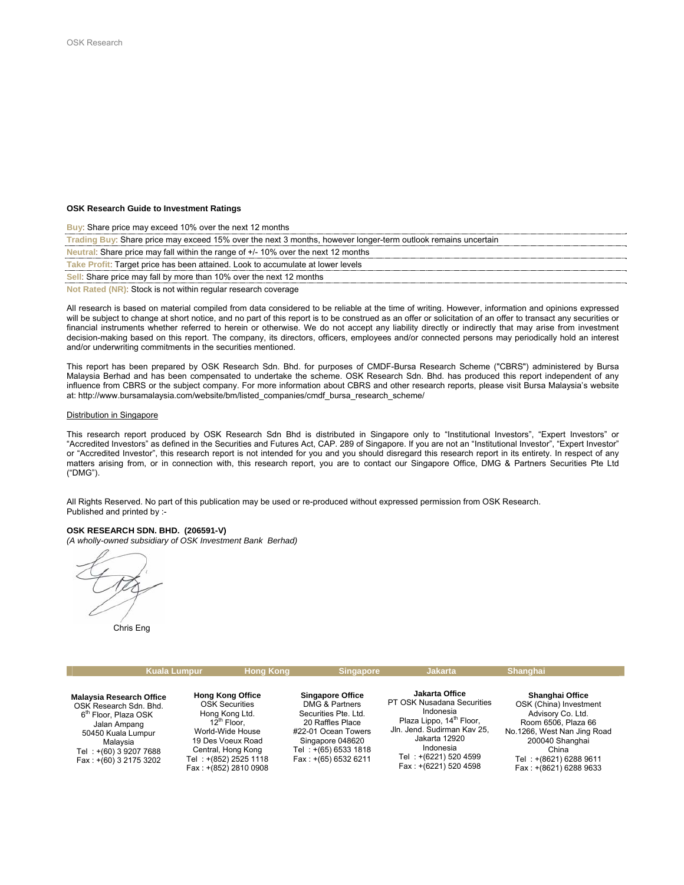### OSK Research Guide to Investment Ratings

**Buy**: Share price may exceed 10% over the next 12 months

**Trading Buy**: Share price may exceed 15% over the next 3 months, however longer-term outlook remains uncertain

**Neutral**: Share price may fall within the range of +/- 10% over the next 12 months

**Take Profit**: Target price has been attained. Look to accumulate at lower levels

**Sell**: Share price may fall by more than 10% over the next 12 months

**Not Rated (NR)**: Stock is not within regular research coverage

All research is based on material compiled from data considered to be reliable at the time of writing. However, information and opinions expressed will be subject to change at short notice, and no part of this report is to be construed as an offer or solicitation of an offer to transact any securities or financial instruments whether referred to herein or otherwise. We do not accept any liability directly or indirectly that may arise from investment decision-making based on this report. The company, its directors, officers, employees and/or connected persons may periodically hold an interest and/or underwriting commitments in the securities mentioned.

This report has been prepared by OSK Research Sdn. Bhd. for purposes of CMDF-Bursa Research Scheme ("CBRS") administered by Bursa Malaysia Berhad and has been compensated to undertake the scheme. OSK Research Sdn. Bhd. has produced this report independent of any influence from CBRS or the subject company. For more information about CBRS and other research reports, please visit Bursa Malaysia's website at: http://www.bursamalaysia.com/website/bm/listed_companies/cmdf_bursa_research_scheme/

Distribution in Singapore

This research report produced by OSK Research Sdn Bhd is distributed in Singapore only to "Institutional Investors", "Expert Investors" or "Accredited Investors" as defined in the Securities and Futures Act, CAP. 289 of Singapore. If you are not an "Institutional Investor", "Expert Investor" or "Accredited Investor", this research report is not intended for you and you should disregard this research report in its entirety. In respect of any matters arising from, or in connection with, this research report, you are to contact our Singapore Office, DMG & Partners Securities Pte Ltd ("DMG").

All Rights Reserved. No part of this publication may be used or re-produced without expressed permission from OSK Research.
Published and printed by :-

**OSK RESEARCH SDN. BHD. (206591-V)**
*(A wholly-owned subsidiary of OSK Investment Bank Berhad)*

Chris Eng

| Kuala Lumpur | Hong Kong | Singapore | Jakarta | Shanghai |
|---|---|---|---|---|
| **Malaysia Research Office**<br>OSK Research Sdn. Bhd.<br>6th Floor, Plaza OSK<br>Jalan Ampang<br>50450 Kuala Lumpur<br>Malaysia<br>Tel : +(60) 3 9207 7688<br>Fax : +(60) 3 2175 3202 | **Hong Kong Office**<br>OSK Securities<br>Hong Kong Ltd.<br>12th Floor,<br>World-Wide House<br>19 Des Voeux Road<br>Central, Hong Kong<br>Tel : +(852) 2525 1118<br>Fax : +(852) 2810 0908 | **Singapore Office**<br>DMG & Partners<br>Securities Pte. Ltd.<br>20 Raffles Place<br>#22-01 Ocean Towers<br>Singapore 048620<br>Tel : +(65) 6533 1818<br>Fax : +(65) 6532 6211 | **Jakarta Office**<br>PT OSK Nusadana Securities<br>Indonesia<br>Plaza Lippo, 14th Floor,<br>Jln. Jend. Sudirman Kav 25,<br>Jakarta 12920<br>Indonesia<br>Tel : +(6221) 520 4599<br>Fax : +(6221) 520 4598 | **Shanghai Office**<br>OSK (China) Investment<br>Advisory Co. Ltd.<br>Room 6506, Plaza 66<br>No.1266, West Nan Jing Road<br>200040 Shanghai<br>China<br>Tel : +(8621) 6288 9611<br>Fax : +(8621) 6288 9633 |